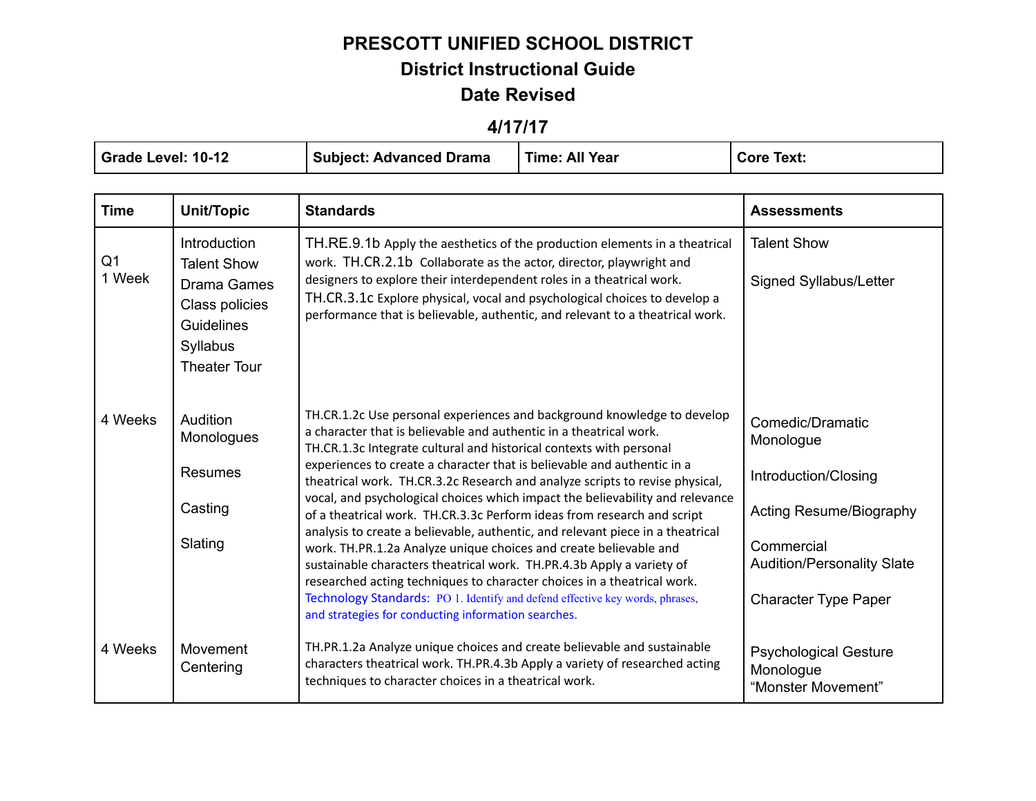# PRESCOTT UNIFIED SCHOOL DISTRICT

## District Instructional Guide

## Date Revised

## 4/17/17

| Grade Level: 10-12 | Subject: Advanced Drama | Time: All Year | Core Text: |
|---|---|---|---|

| Time | Unit/Topic | Standards | Assessments |
|---|---|---|---|
| Q1<br>1 Week | Introduction<br>Talent Show<br>Drama Games<br>Class policies<br>Guidelines<br>Syllabus<br>Theater Tour | TH.RE.9.1b Apply the aesthetics of the production elements in a theatrical work. TH.CR.2.1b Collaborate as the actor, director, playwright and designers to explore their interdependent roles in a theatrical work. TH.CR.3.1c Explore physical, vocal and psychological choices to develop a performance that is believable, authentic, and relevant to a theatrical work. | Talent Show<br><br>Signed Syllabus/Letter |
| 4 Weeks | Audition Monologues<br><br>Resumes<br><br>Casting<br><br>Slating | TH.CR.1.2c Use personal experiences and background knowledge to develop a character that is believable and authentic in a theatrical work. TH.CR.1.3c Integrate cultural and historical contexts with personal experiences to create a character that is believable and authentic in a theatrical work. TH.CR.3.2c Research and analyze scripts to revise physical, vocal, and psychological choices which impact the believability and relevance of a theatrical work. TH.CR.3.3c Perform ideas from research and script analysis to create a believable, authentic, and relevant piece in a theatrical work. TH.PR.1.2a Analyze unique choices and create believable and sustainable characters theatrical work. TH.PR.4.3b Apply a variety of researched acting techniques to character choices in a theatrical work. Technology Standards: PO 1. Identify and defend effective key words, phrases, and strategies for conducting information searches. | Comedic/Dramatic Monologue<br><br>Introduction/Closing<br><br>Acting Resume/Biography<br><br>Commercial Audition/Personality Slate<br><br>Character Type Paper |
| 4 Weeks | Movement Centering | TH.PR.1.2a Analyze unique choices and create believable and sustainable characters theatrical work. TH.PR.4.3b Apply a variety of researched acting techniques to character choices in a theatrical work. | Psychological Gesture Monologue<br>"Monster Movement" |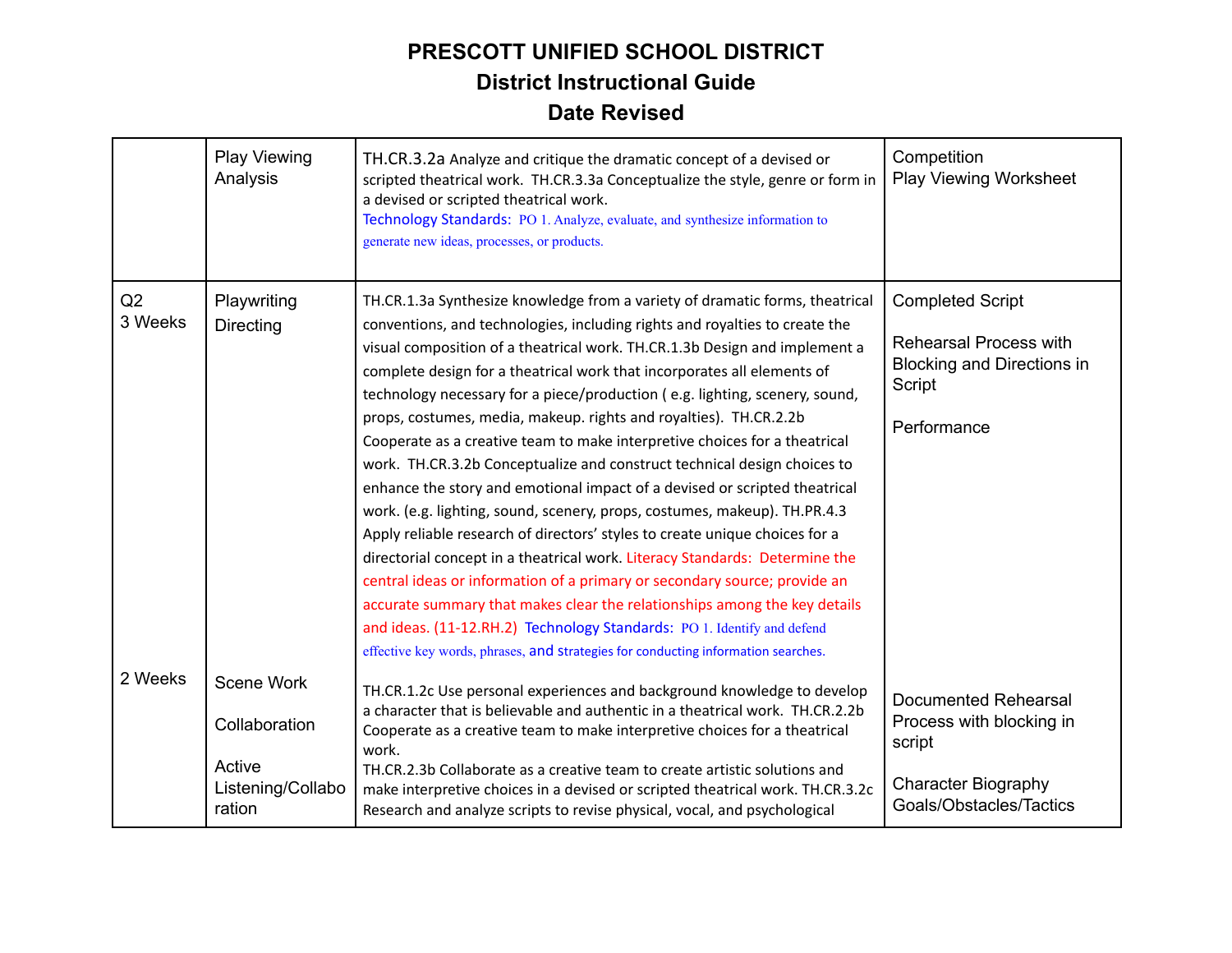# PRESCOTT UNIFIED SCHOOL DISTRICT
## District Instructional Guide
## Date Revised

| | | | |
|---|---|---|---|
| | Play Viewing Analysis | TH.CR.3.2a Analyze and critique the dramatic concept of a devised or scripted theatrical work. TH.CR.3.3a Conceptualize the style, genre or form in a devised or scripted theatrical work. Technology Standards: PO 1. Analyze, evaluate, and synthesize information to generate new ideas, processes, or products. | Competition<br>Play Viewing Worksheet |
| Q2<br>3 Weeks | Playwriting<br>Directing | TH.CR.1.3a Synthesize knowledge from a variety of dramatic forms, theatrical conventions, and technologies, including rights and royalties to create the visual composition of a theatrical work. TH.CR.1.3b Design and implement a complete design for a theatrical work that incorporates all elements of technology necessary for a piece/production ( e.g. lighting, scenery, sound, props, costumes, media, makeup. rights and royalties). TH.CR.2.2b Cooperate as a creative team to make interpretive choices for a theatrical work. TH.CR.3.2b Conceptualize and construct technical design choices to enhance the story and emotional impact of a devised or scripted theatrical work. (e.g. lighting, sound, scenery, props, costumes, makeup). TH.PR.4.3 Apply reliable research of directors' styles to create unique choices for a directorial concept in a theatrical work. Literacy Standards: Determine the central ideas or information of a primary or secondary source; provide an accurate summary that makes clear the relationships among the key details and ideas. (11-12.RH.2) Technology Standards: PO 1. Identify and defend effective key words, phrases, and strategies for conducting information searches. | Completed Script<br><br>Rehearsal Process with Blocking and Directions in Script<br><br>Performance |
| 2 Weeks | Scene Work<br><br>Collaboration<br><br>Active Listening/Collaboration | TH.CR.1.2c Use personal experiences and background knowledge to develop a character that is believable and authentic in a theatrical work. TH.CR.2.2b Cooperate as a creative team to make interpretive choices for a theatrical work.<br>TH.CR.2.3b Collaborate as a creative team to create artistic solutions and make interpretive choices in a devised or scripted theatrical work. TH.CR.3.2c Research and analyze scripts to revise physical, vocal, and psychological | Documented Rehearsal Process with blocking in script<br><br>Character Biography Goals/Obstacles/Tactics |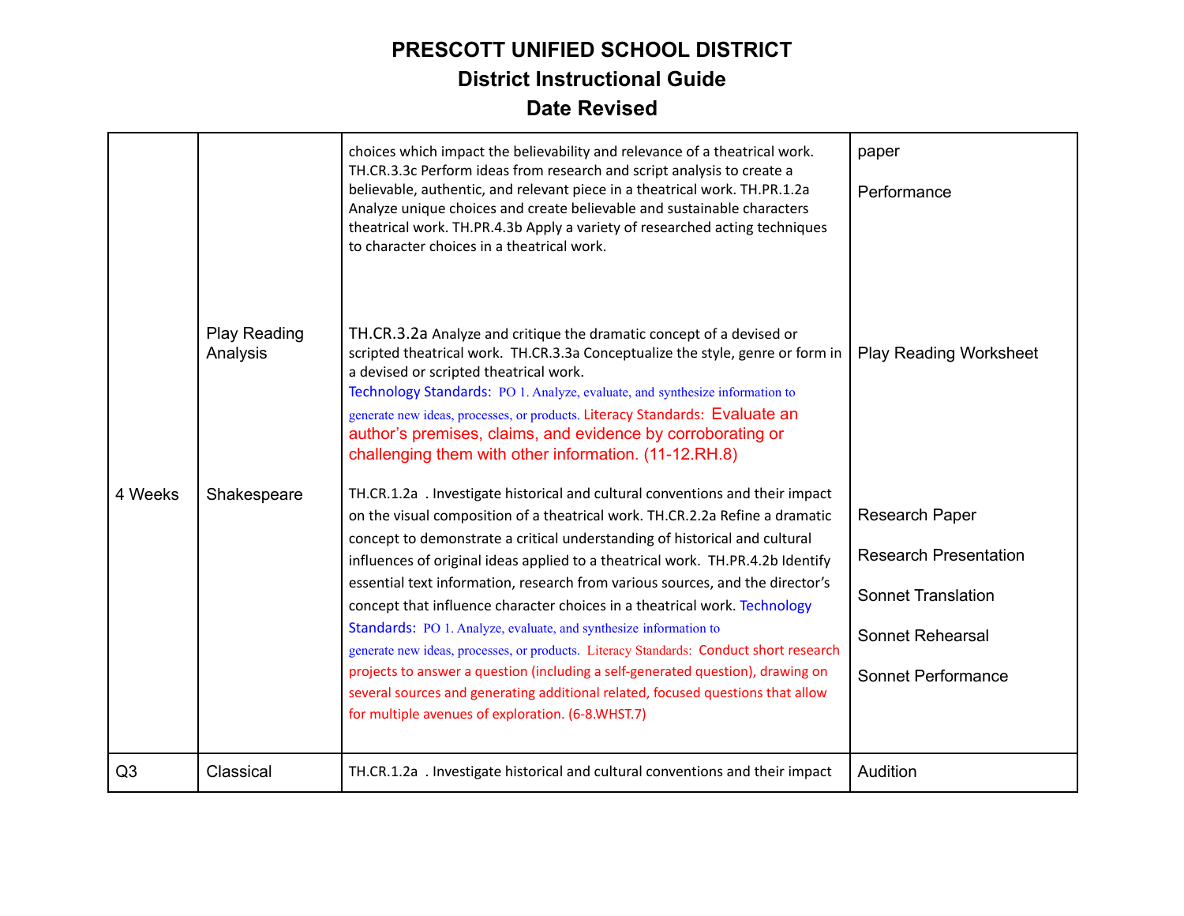# PRESCOTT UNIFIED SCHOOL DISTRICT

## District Instructional Guide

## Date Revised

| | | | |
|---|---|---|---|
| 4 Weeks | | choices which impact the believability and relevance of a theatrical work. TH.CR.3.3c Perform ideas from research and script analysis to create a believable, authentic, and relevant piece in a theatrical work. TH.PR.1.2a Analyze unique choices and create believable and sustainable characters theatrical work. TH.PR.4.3b Apply a variety of researched acting techniques to character choices in a theatrical work. | paper<br><br>Performance |
| | Play Reading Analysis | TH.CR.3.2a Analyze and critique the dramatic concept of a devised or scripted theatrical work. TH.CR.3.3a Conceptualize the style, genre or form in a devised or scripted theatrical work.<br>Technology Standards: PO 1. Analyze, evaluate, and synthesize information to generate new ideas, processes, or products. Literacy Standards: Evaluate an author's premises, claims, and evidence by corroborating or challenging them with other information. (11-12.RH.8) | Play Reading Worksheet |
| | Shakespeare | TH.CR.1.2a . Investigate historical and cultural conventions and their impact on the visual composition of a theatrical work. TH.CR.2.2a Refine a dramatic concept to demonstrate a critical understanding of historical and cultural influences of original ideas applied to a theatrical work. TH.PR.4.2b Identify essential text information, research from various sources, and the director's concept that influence character choices in a theatrical work. Technology Standards: PO 1. Analyze, evaluate, and synthesize information to generate new ideas, processes, or products. Literacy Standards: Conduct short research projects to answer a question (including a self-generated question), drawing on several sources and generating additional related, focused questions that allow for multiple avenues of exploration. (6-8.WHST.7) | Research Paper<br><br>Research Presentation<br><br>Sonnet Translation<br><br>Sonnet Rehearsal<br><br>Sonnet Performance |
| Q3 | Classical | TH.CR.1.2a . Investigate historical and cultural conventions and their impact | Audition |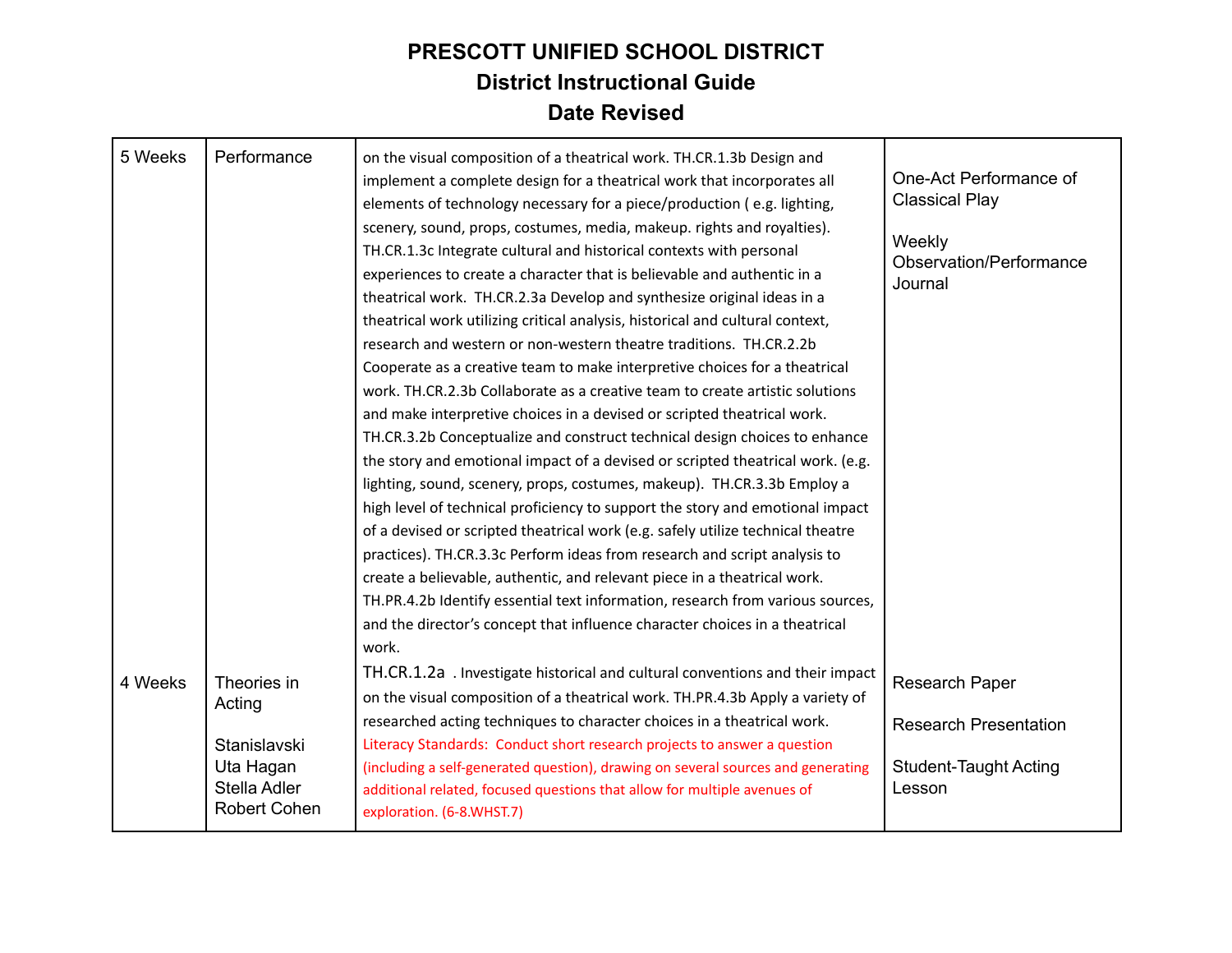# PRESCOTT UNIFIED SCHOOL DISTRICT

## District Instructional Guide

## Date Revised

| | | | |
|---|---|---|---|
| 5 Weeks | Performance | on the visual composition of a theatrical work. TH.CR.1.3b Design and implement a complete design for a theatrical work that incorporates all elements of technology necessary for a piece/production ( e.g. lighting, scenery, sound, props, costumes, media, makeup. rights and royalties). TH.CR.1.3c Integrate cultural and historical contexts with personal experiences to create a character that is believable and authentic in a theatrical work. TH.CR.2.3a Develop and synthesize original ideas in a theatrical work utilizing critical analysis, historical and cultural context, research and western or non-western theatre traditions. TH.CR.2.2b Cooperate as a creative team to make interpretive choices for a theatrical work. TH.CR.2.3b Collaborate as a creative team to create artistic solutions and make interpretive choices in a devised or scripted theatrical work. TH.CR.3.2b Conceptualize and construct technical design choices to enhance the story and emotional impact of a devised or scripted theatrical work. (e.g. lighting, sound, scenery, props, costumes, makeup). TH.CR.3.3b Employ a high level of technical proficiency to support the story and emotional impact of a devised or scripted theatrical work (e.g. safely utilize technical theatre practices). TH.CR.3.3c Perform ideas from research and script analysis to create a believable, authentic, and relevant piece in a theatrical work. TH.PR.4.2b Identify essential text information, research from various sources, and the director's concept that influence character choices in a theatrical work. | One-Act Performance of Classical Play<br><br>Weekly Observation/Performance Journal |
| 4 Weeks | Theories in Acting<br><br>Stanislavski<br>Uta Hagan<br>Stella Adler<br>Robert Cohen | TH.CR.1.2a . Investigate historical and cultural conventions and their impact on the visual composition of a theatrical work. TH.PR.4.3b Apply a variety of researched acting techniques to character choices in a theatrical work. Literacy Standards: Conduct short research projects to answer a question (including a self-generated question), drawing on several sources and generating additional related, focused questions that allow for multiple avenues of exploration. (6-8.WHST.7) | Research Paper<br><br>Research Presentation<br><br>Student-Taught Acting Lesson |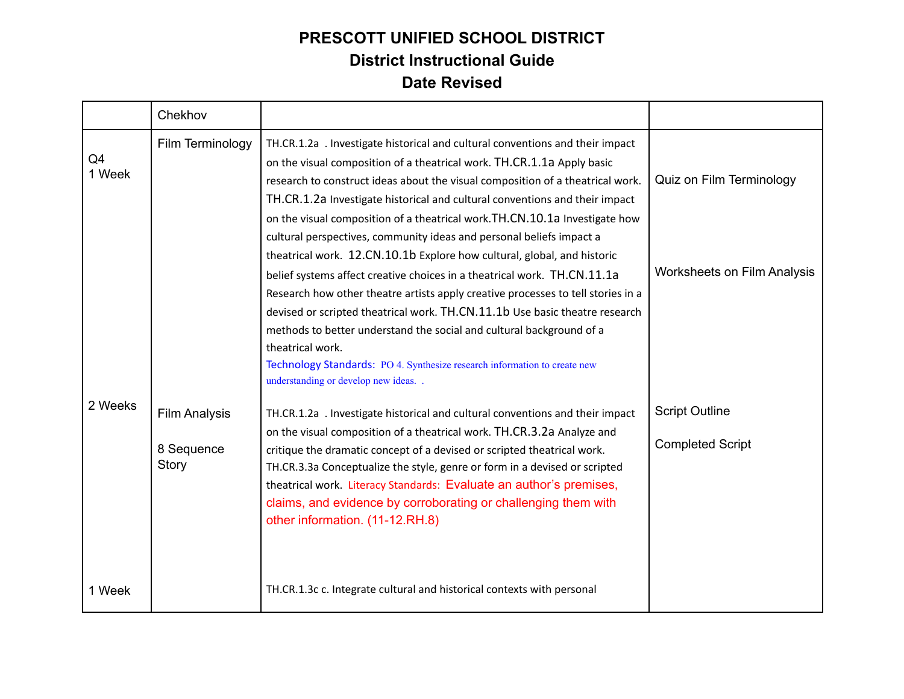# PRESCOTT UNIFIED SCHOOL DISTRICT
## District Instructional Guide
## Date Revised

| | Chekhov | | |
|---|---|---|---|
| Q4<br>1 Week | Film Terminology | TH.CR.1.2a . Investigate historical and cultural conventions and their impact on the visual composition of a theatrical work. TH.CR.1.1a Apply basic research to construct ideas about the visual composition of a theatrical work. TH.CR.1.2a Investigate historical and cultural conventions and their impact on the visual composition of a theatrical work.TH.CN.10.1a Investigate how cultural perspectives, community ideas and personal beliefs impact a theatrical work. 12.CN.10.1b Explore how cultural, global, and historic belief systems affect creative choices in a theatrical work. TH.CN.11.1a Research how other theatre artists apply creative processes to tell stories in a devised or scripted theatrical work. TH.CN.11.1b Use basic theatre research methods to better understand the social and cultural background of a theatrical work.<br>Technology Standards: PO 4. Synthesize research information to create new understanding or develop new ideas. . | Quiz on Film Terminology<br><br>Worksheets on Film Analysis |
| 2 Weeks | Film Analysis<br><br>8 Sequence Story | TH.CR.1.2a . Investigate historical and cultural conventions and their impact on the visual composition of a theatrical work. TH.CR.3.2a Analyze and critique the dramatic concept of a devised or scripted theatrical work. TH.CR.3.3a Conceptualize the style, genre or form in a devised or scripted theatrical work. Literacy Standards: Evaluate an author's premises, claims, and evidence by corroborating or challenging them with other information. (11-12.RH.8) | Script Outline<br><br>Completed Script |
| 1 Week | | TH.CR.1.3c c. Integrate cultural and historical contexts with personal | |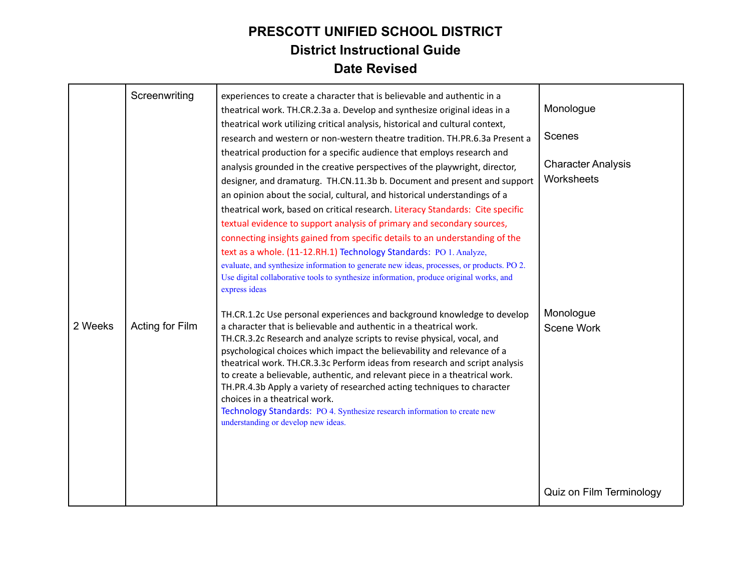# PRESCOTT UNIFIED SCHOOL DISTRICT
## District Instructional Guide
## Date Revised

| | | | |
|---|---|---|---|
| | Screenwriting | experiences to create a character that is believable and authentic in a theatrical work. TH.CR.2.3a a. Develop and synthesize original ideas in a theatrical work utilizing critical analysis, historical and cultural context, research and western or non-western theatre tradition. TH.PR.6.3a Present a theatrical production for a specific audience that employs research and analysis grounded in the creative perspectives of the playwright, director, designer, and dramaturg. TH.CN.11.3b b. Document and present and support an opinion about the social, cultural, and historical understandings of a theatrical work, based on critical research. Literacy Standards: Cite specific textual evidence to support analysis of primary and secondary sources, connecting insights gained from specific details to an understanding of the text as a whole. (11-12.RH.1) Technology Standards: PO 1. Analyze, evaluate, and synthesize information to generate new ideas, processes, or products. PO 2. Use digital collaborative tools to synthesize information, produce original works, and express ideas | Monologue<br><br>Scenes<br><br>Character Analysis Worksheets |
| 2 Weeks | Acting for Film | TH.CR.1.2c Use personal experiences and background knowledge to develop a character that is believable and authentic in a theatrical work. TH.CR.3.2c Research and analyze scripts to revise physical, vocal, and psychological choices which impact the believability and relevance of a theatrical work. TH.CR.3.3c Perform ideas from research and script analysis to create a believable, authentic, and relevant piece in a theatrical work. TH.PR.4.3b Apply a variety of researched acting techniques to character choices in a theatrical work. Technology Standards: PO 4. Synthesize research information to create new understanding or develop new ideas. | Monologue<br>Scene Work<br><br>Quiz on Film Terminology |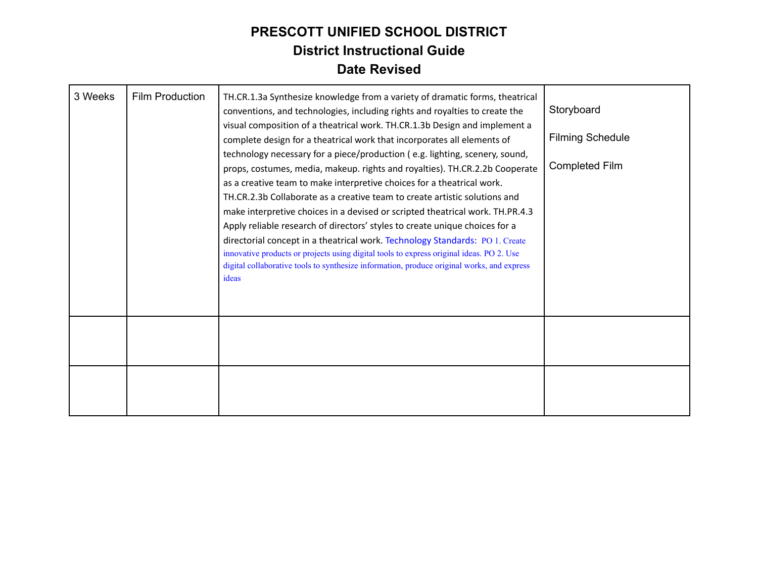# PRESCOTT UNIFIED SCHOOL DISTRICT
## District Instructional Guide
## Date Revised

| | | | |
|---|---|---|---|
| 3 Weeks | Film Production | TH.CR.1.3a Synthesize knowledge from a variety of dramatic forms, theatrical conventions, and technologies, including rights and royalties to create the visual composition of a theatrical work. TH.CR.1.3b Design and implement a complete design for a theatrical work that incorporates all elements of technology necessary for a piece/production ( e.g. lighting, scenery, sound, props, costumes, media, makeup. rights and royalties). TH.CR.2.2b Cooperate as a creative team to make interpretive choices for a theatrical work. TH.CR.2.3b Collaborate as a creative team to create artistic solutions and make interpretive choices in a devised or scripted theatrical work. TH.PR.4.3 Apply reliable research of directors' styles to create unique choices for a directorial concept in a theatrical work. Technology Standards: PO 1. Create innovative products or projects using digital tools to express original ideas. PO 2. Use digital collaborative tools to synthesize information, produce original works, and express ideas | Storyboard<br><br>Filming Schedule<br><br>Completed Film |
| | | | |
| | | | |